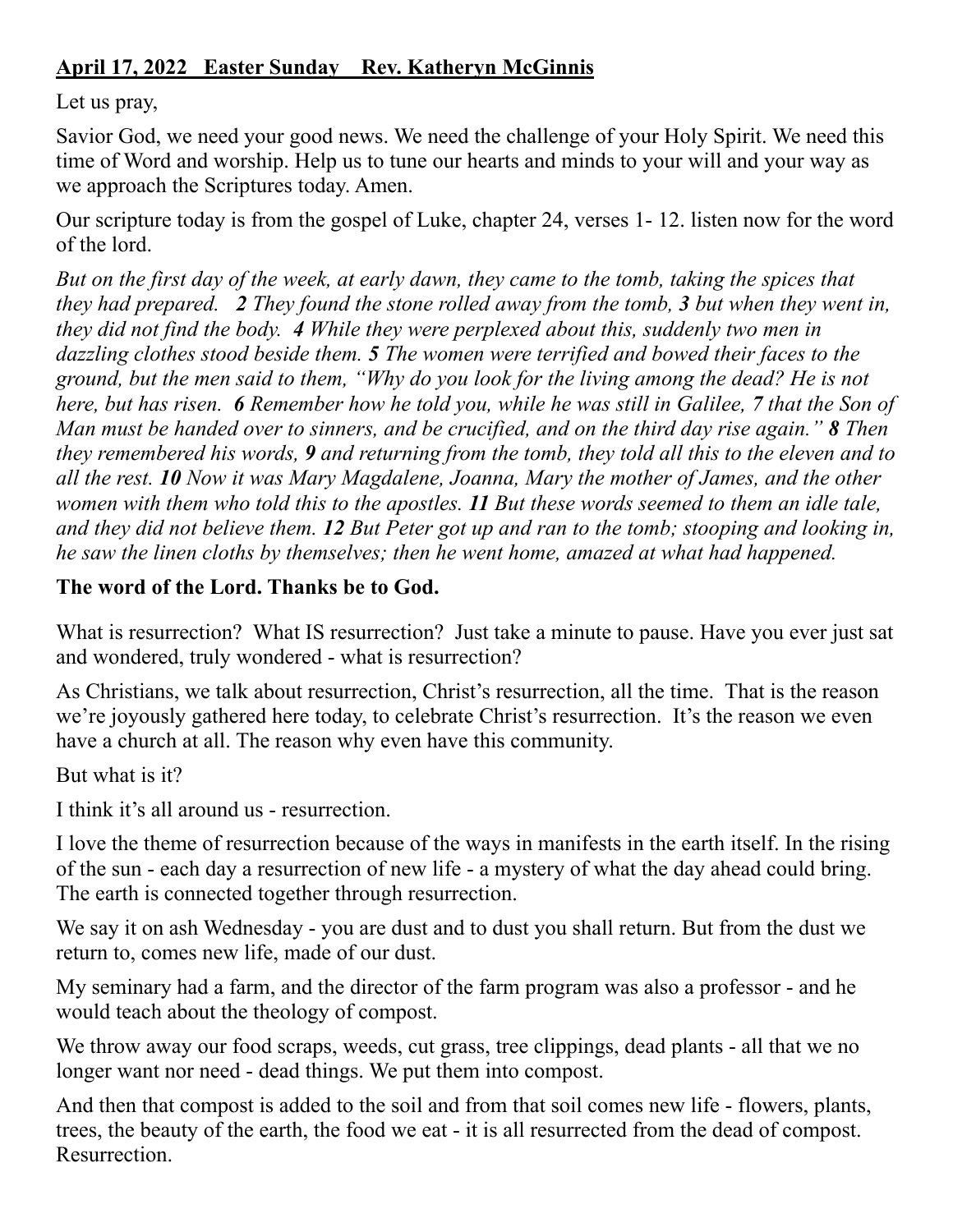**April 17, 2022   Easter Sunday    Rev. Katheryn McGinnis**

Let us pray,

Savior God, we need your good news. We need the challenge of your Holy Spirit. We need this time of Word and worship. Help us to tune our hearts and minds to your will and your way as we approach the Scriptures today. Amen.

Our scripture today is from the gospel of Luke, chapter 24, verses 1- 12. listen now for the word of the lord.

*But on the first day of the week, at early dawn, they came to the tomb, taking the spices that they had prepared.* ***2*** *They found the stone rolled away from the tomb,* ***3*** *but when they went in, they did not find the body.* ***4*** *While they were perplexed about this, suddenly two men in dazzling clothes stood beside them.* ***5*** *The women were terrified and bowed their faces to the ground, but the men said to them, "Why do you look for the living among the dead? He is not here, but has risen.* ***6*** *Remember how he told you, while he was still in Galilee,* ***7*** *that the Son of Man must be handed over to sinners, and be crucified, and on the third day rise again."* ***8*** *Then they remembered his words,* ***9*** *and returning from the tomb, they told all this to the eleven and to all the rest.* ***10*** *Now it was Mary Magdalene, Joanna, Mary the mother of James, and the other women with them who told this to the apostles.* ***11*** *But these words seemed to them an idle tale, and they did not believe them.* ***12*** *But Peter got up and ran to the tomb; stooping and looking in, he saw the linen cloths by themselves; then he went home, amazed at what had happened.*

**The word of the Lord. Thanks be to God.**

What is resurrection?  What IS resurrection?  Just take a minute to pause. Have you ever just sat and wondered, truly wondered - what is resurrection?

As Christians, we talk about resurrection, Christ's resurrection, all the time.  That is the reason we're joyously gathered here today, to celebrate Christ's resurrection.  It's the reason we even have a church at all. The reason why even have this community.

But what is it?

I think it's all around us - resurrection.

I love the theme of resurrection because of the ways in manifests in the earth itself. In the rising of the sun - each day a resurrection of new life - a mystery of what the day ahead could bring. The earth is connected together through resurrection.

We say it on ash Wednesday - you are dust and to dust you shall return. But from the dust we return to, comes new life, made of our dust.

My seminary had a farm, and the director of the farm program was also a professor - and he would teach about the theology of compost.

We throw away our food scraps, weeds, cut grass, tree clippings, dead plants - all that we no longer want nor need - dead things. We put them into compost.

And then that compost is added to the soil and from that soil comes new life - flowers, plants, trees, the beauty of the earth, the food we eat - it is all resurrected from the dead of compost. Resurrection.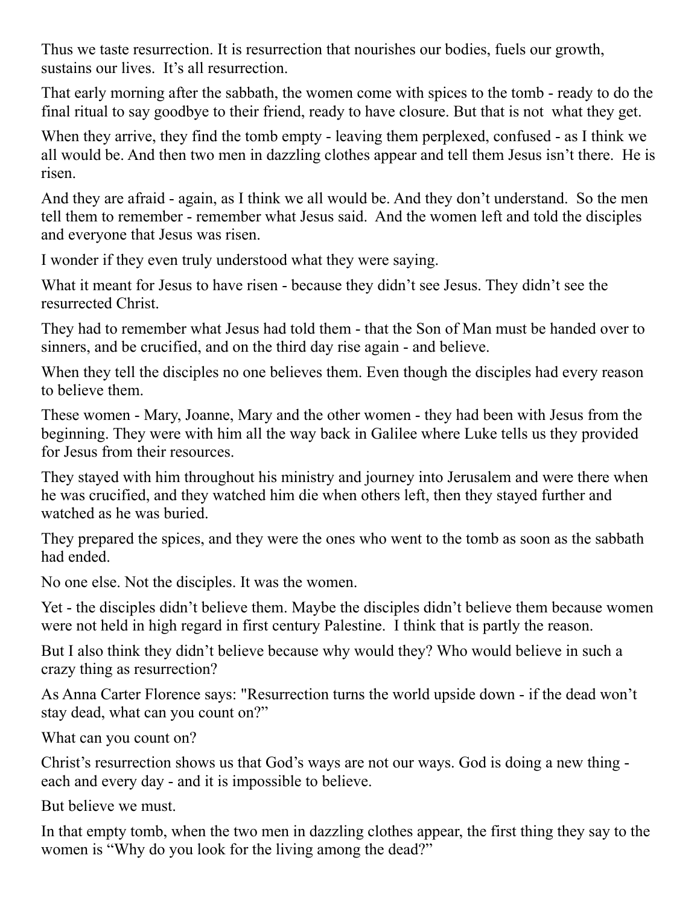Thus we taste resurrection. It is resurrection that nourishes our bodies, fuels our growth, sustains our lives. It's all resurrection.

That early morning after the sabbath, the women come with spices to the tomb - ready to do the final ritual to say goodbye to their friend, ready to have closure. But that is not what they get.

When they arrive, they find the tomb empty - leaving them perplexed, confused - as I think we all would be. And then two men in dazzling clothes appear and tell them Jesus isn't there. He is risen.

And they are afraid - again, as I think we all would be. And they don't understand. So the men tell them to remember - remember what Jesus said. And the women left and told the disciples and everyone that Jesus was risen.

I wonder if they even truly understood what they were saying.

What it meant for Jesus to have risen - because they didn't see Jesus. They didn't see the resurrected Christ.

They had to remember what Jesus had told them - that the Son of Man must be handed over to sinners, and be crucified, and on the third day rise again - and believe.

When they tell the disciples no one believes them. Even though the disciples had every reason to believe them.

These women - Mary, Joanne, Mary and the other women - they had been with Jesus from the beginning. They were with him all the way back in Galilee where Luke tells us they provided for Jesus from their resources.

They stayed with him throughout his ministry and journey into Jerusalem and were there when he was crucified, and they watched him die when others left, then they stayed further and watched as he was buried.

They prepared the spices, and they were the ones who went to the tomb as soon as the sabbath had ended.

No one else. Not the disciples. It was the women.

Yet - the disciples didn't believe them. Maybe the disciples didn't believe them because women were not held in high regard in first century Palestine. I think that is partly the reason.

But I also think they didn't believe because why would they? Who would believe in such a crazy thing as resurrection?

As Anna Carter Florence says: "Resurrection turns the world upside down - if the dead won't stay dead, what can you count on?"

What can you count on?

Christ's resurrection shows us that God's ways are not our ways. God is doing a new thing - each and every day - and it is impossible to believe.

But believe we must.

In that empty tomb, when the two men in dazzling clothes appear, the first thing they say to the women is "Why do you look for the living among the dead?"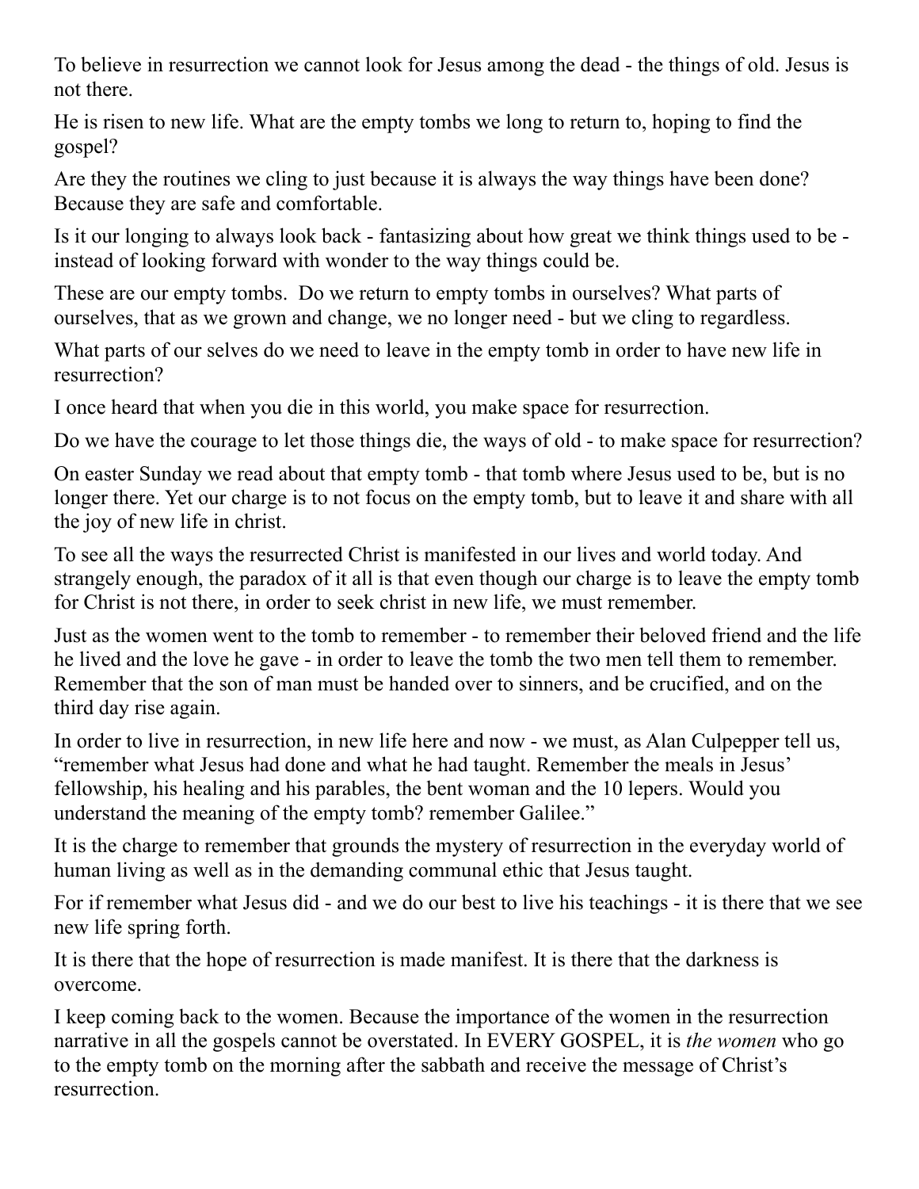To believe in resurrection we cannot look for Jesus among the dead - the things of old. Jesus is not there.

He is risen to new life. What are the empty tombs we long to return to, hoping to find the gospel?

Are they the routines we cling to just because it is always the way things have been done? Because they are safe and comfortable.

Is it our longing to always look back - fantasizing about how great we think things used to be - instead of looking forward with wonder to the way things could be.

These are our empty tombs. Do we return to empty tombs in ourselves? What parts of ourselves, that as we grown and change, we no longer need - but we cling to regardless.

What parts of our selves do we need to leave in the empty tomb in order to have new life in resurrection?

I once heard that when you die in this world, you make space for resurrection.

Do we have the courage to let those things die, the ways of old - to make space for resurrection?

On easter Sunday we read about that empty tomb - that tomb where Jesus used to be, but is no longer there. Yet our charge is to not focus on the empty tomb, but to leave it and share with all the joy of new life in christ.

To see all the ways the resurrected Christ is manifested in our lives and world today. And strangely enough, the paradox of it all is that even though our charge is to leave the empty tomb for Christ is not there, in order to seek christ in new life, we must remember.

Just as the women went to the tomb to remember - to remember their beloved friend and the life he lived and the love he gave - in order to leave the tomb the two men tell them to remember. Remember that the son of man must be handed over to sinners, and be crucified, and on the third day rise again.

In order to live in resurrection, in new life here and now - we must, as Alan Culpepper tell us, "remember what Jesus had done and what he had taught. Remember the meals in Jesus' fellowship, his healing and his parables, the bent woman and the 10 lepers. Would you understand the meaning of the empty tomb? remember Galilee."

It is the charge to remember that grounds the mystery of resurrection in the everyday world of human living as well as in the demanding communal ethic that Jesus taught.

For if remember what Jesus did - and we do our best to live his teachings - it is there that we see new life spring forth.

It is there that the hope of resurrection is made manifest. It is there that the darkness is overcome.

I keep coming back to the women. Because the importance of the women in the resurrection narrative in all the gospels cannot be overstated. In EVERY GOSPEL, it is *the women* who go to the empty tomb on the morning after the sabbath and receive the message of Christ's resurrection.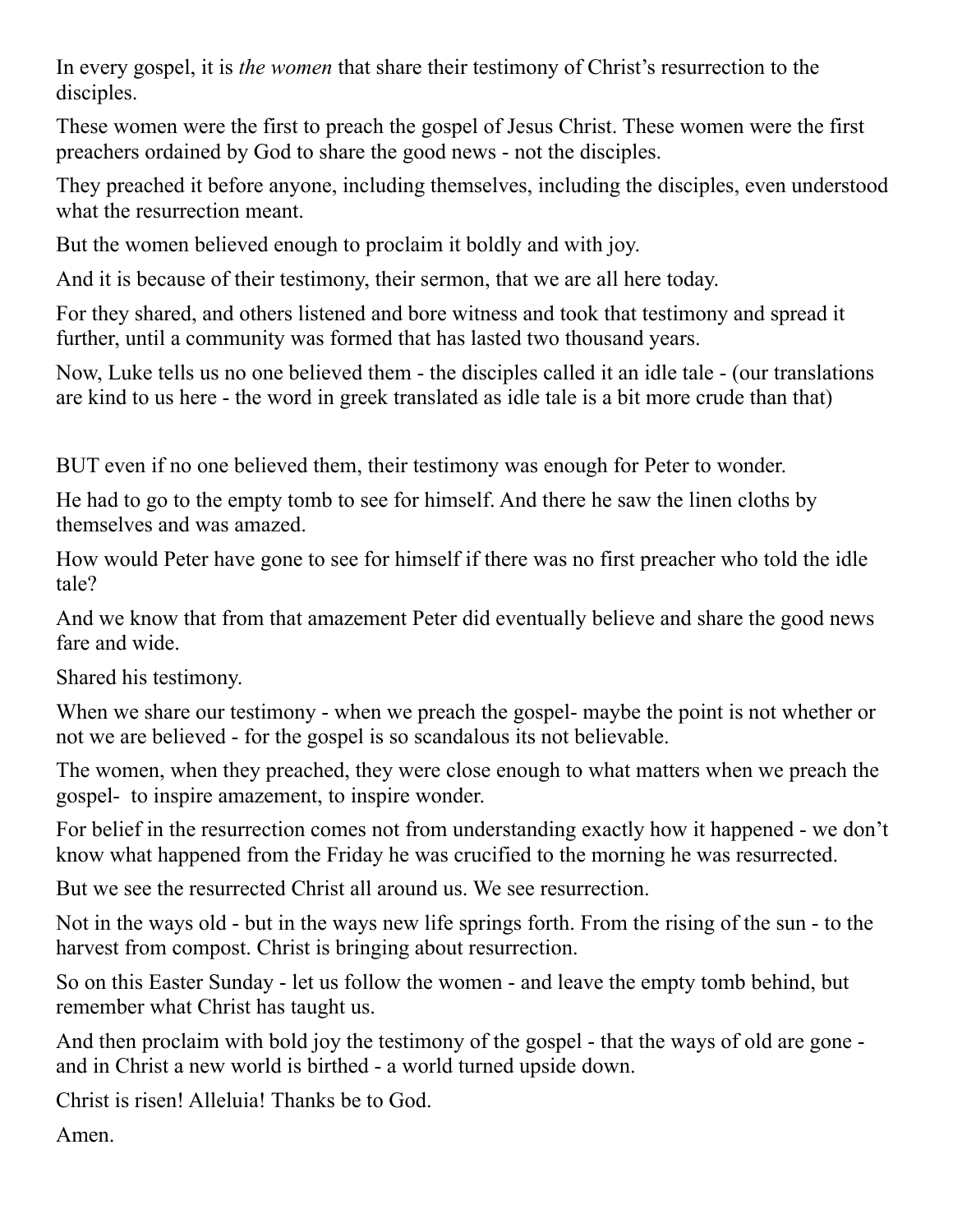In every gospel, it is *the women* that share their testimony of Christ's resurrection to the disciples.

These women were the first to preach the gospel of Jesus Christ. These women were the first preachers ordained by God to share the good news - not the disciples.

They preached it before anyone, including themselves, including the disciples, even understood what the resurrection meant.

But the women believed enough to proclaim it boldly and with joy.

And it is because of their testimony, their sermon, that we are all here today.

For they shared, and others listened and bore witness and took that testimony and spread it further, until a community was formed that has lasted two thousand years.

Now, Luke tells us no one believed them - the disciples called it an idle tale - (our translations are kind to us here - the word in greek translated as idle tale is a bit more crude than that)

BUT even if no one believed them, their testimony was enough for Peter to wonder.

He had to go to the empty tomb to see for himself. And there he saw the linen cloths by themselves and was amazed.

How would Peter have gone to see for himself if there was no first preacher who told the idle tale?

And we know that from that amazement Peter did eventually believe and share the good news fare and wide.

Shared his testimony.

When we share our testimony - when we preach the gospel- maybe the point is not whether or not we are believed - for the gospel is so scandalous its not believable.

The women, when they preached, they were close enough to what matters when we preach the gospel- to inspire amazement, to inspire wonder.

For belief in the resurrection comes not from understanding exactly how it happened - we don't know what happened from the Friday he was crucified to the morning he was resurrected.

But we see the resurrected Christ all around us. We see resurrection.

Not in the ways old - but in the ways new life springs forth. From the rising of the sun - to the harvest from compost. Christ is bringing about resurrection.

So on this Easter Sunday - let us follow the women - and leave the empty tomb behind, but remember what Christ has taught us.

And then proclaim with bold joy the testimony of the gospel - that the ways of old are gone - and in Christ a new world is birthed - a world turned upside down.

Christ is risen! Alleluia! Thanks be to God.

Amen.